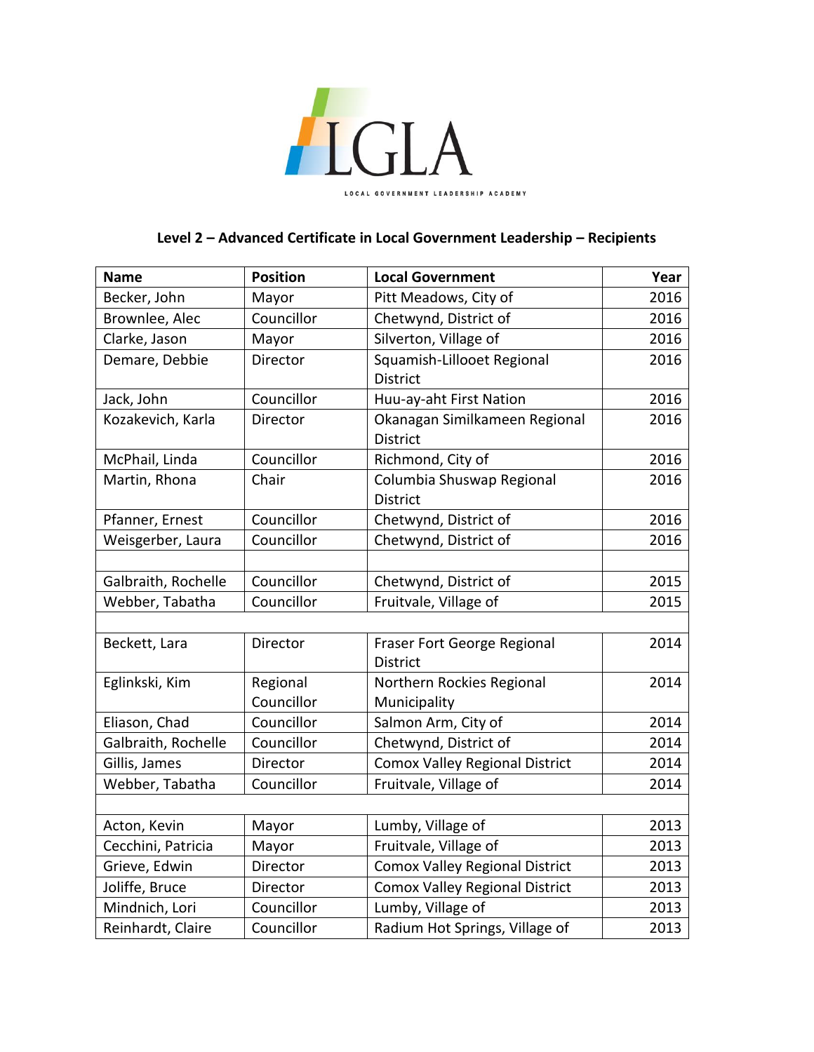LGLA

LOCAL GOVERNMENT LEADERSHIP ACADEMY

## Level 2 – Advanced Certificate in Local Government Leadership – Recipients

| Name | Position | Local Government | Year |
|---|---|---|---|
| Becker, John | Mayor | Pitt Meadows, City of | 2016 |
| Brownlee, Alec | Councillor | Chetwynd, District of | 2016 |
| Clarke, Jason | Mayor | Silverton, Village of | 2016 |
| Demare, Debbie | Director | Squamish-Lillooet Regional District | 2016 |
| Jack, John | Councillor | Huu-ay-aht First Nation | 2016 |
| Kozakevich, Karla | Director | Okanagan Similkameen Regional District | 2016 |
| McPhail, Linda | Councillor | Richmond, City of | 2016 |
| Martin, Rhona | Chair | Columbia Shuswap Regional District | 2016 |
| Pfanner, Ernest | Councillor | Chetwynd, District of | 2016 |
| Weisgerber, Laura | Councillor | Chetwynd, District of | 2016 |
| | | | |
| Galbraith, Rochelle | Councillor | Chetwynd, District of | 2015 |
| Webber, Tabatha | Councillor | Fruitvale, Village of | 2015 |
| | | | |
| Beckett, Lara | Director | Fraser Fort George Regional District | 2014 |
| Eglinkski, Kim | Regional Councillor | Northern Rockies Regional Municipality | 2014 |
| Eliason, Chad | Councillor | Salmon Arm, City of | 2014 |
| Galbraith, Rochelle | Councillor | Chetwynd, District of | 2014 |
| Gillis, James | Director | Comox Valley Regional District | 2014 |
| Webber, Tabatha | Councillor | Fruitvale, Village of | 2014 |
| | | | |
| Acton, Kevin | Mayor | Lumby, Village of | 2013 |
| Cecchini, Patricia | Mayor | Fruitvale, Village of | 2013 |
| Grieve, Edwin | Director | Comox Valley Regional District | 2013 |
| Joliffe, Bruce | Director | Comox Valley Regional District | 2013 |
| Mindnich, Lori | Councillor | Lumby, Village of | 2013 |
| Reinhardt, Claire | Councillor | Radium Hot Springs, Village of | 2013 |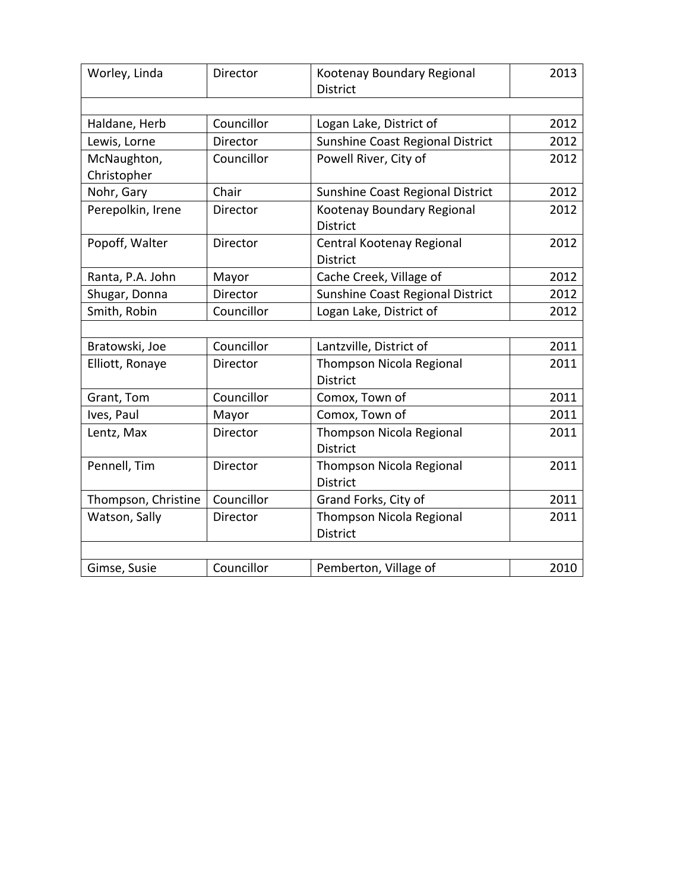| | | | |
|---|---|---|---|
| Worley, Linda | Director | Kootenay Boundary Regional District | 2013 |
| | | | |
| Haldane, Herb | Councillor | Logan Lake, District of | 2012 |
| Lewis, Lorne | Director | Sunshine Coast Regional District | 2012 |
| McNaughton, Christopher | Councillor | Powell River, City of | 2012 |
| Nohr, Gary | Chair | Sunshine Coast Regional District | 2012 |
| Perepolkin, Irene | Director | Kootenay Boundary Regional District | 2012 |
| Popoff, Walter | Director | Central Kootenay Regional District | 2012 |
| Ranta, P.A. John | Mayor | Cache Creek, Village of | 2012 |
| Shugar, Donna | Director | Sunshine Coast Regional District | 2012 |
| Smith, Robin | Councillor | Logan Lake, District of | 2012 |
| | | | |
| Bratowski, Joe | Councillor | Lantzville, District of | 2011 |
| Elliott, Ronaye | Director | Thompson Nicola Regional District | 2011 |
| Grant, Tom | Councillor | Comox, Town of | 2011 |
| Ives, Paul | Mayor | Comox, Town of | 2011 |
| Lentz, Max | Director | Thompson Nicola Regional District | 2011 |
| Pennell, Tim | Director | Thompson Nicola Regional District | 2011 |
| Thompson, Christine | Councillor | Grand Forks, City of | 2011 |
| Watson, Sally | Director | Thompson Nicola Regional District | 2011 |
| | | | |
| Gimse, Susie | Councillor | Pemberton, Village of | 2010 |